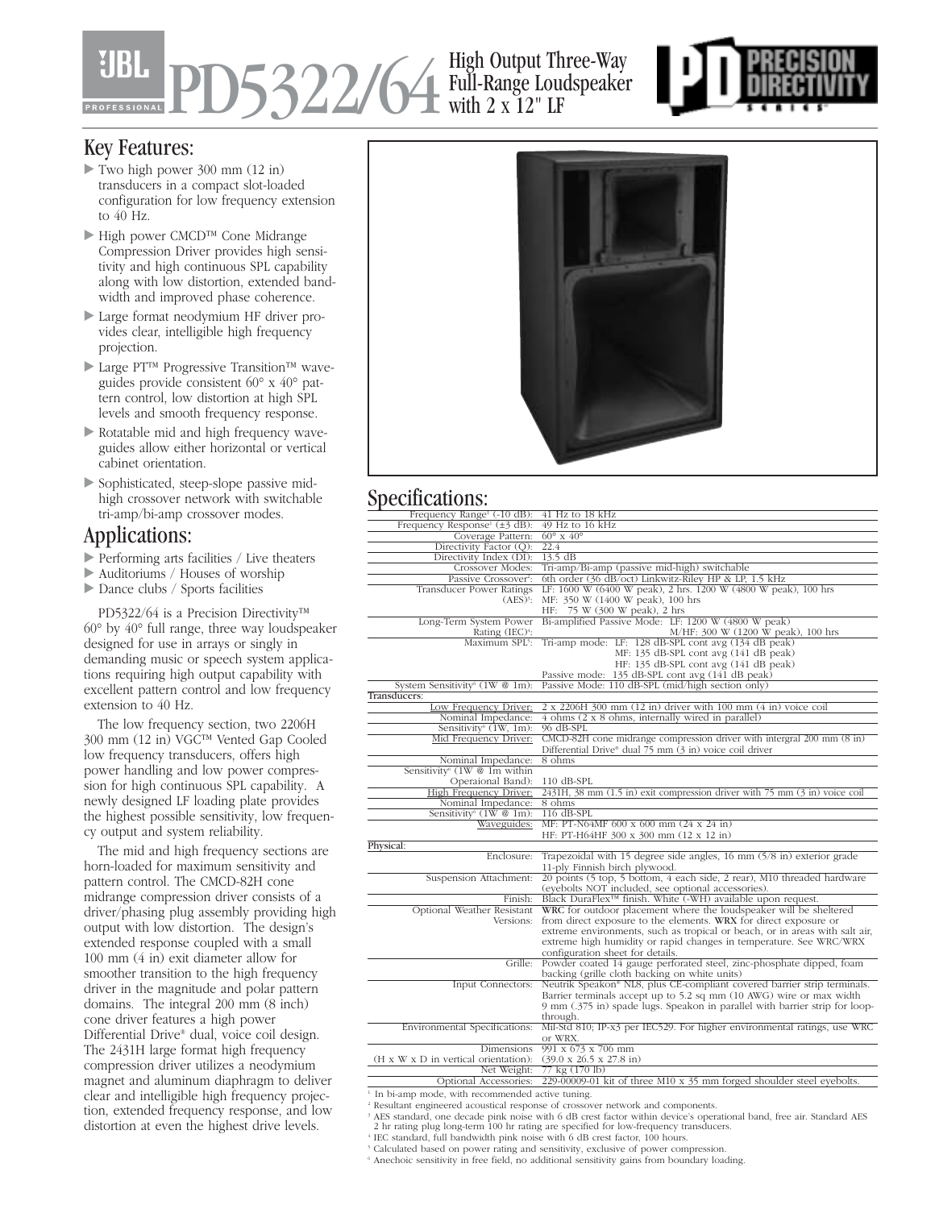# PD5322/64 High Output Three-Way Full-Range Loudspeaker with 2 x 12" LF

JBL PROFESSIONAL

PD PRECISION DIRECTIVITY SERIES

## Key Features:

- Two high power 300 mm (12 in) transducers in a compact slot-loaded configuration for low frequency extension to 40 Hz.
- High power CMCD™ Cone Midrange Compression Driver provides high sensitivity and high continuous SPL capability along with low distortion, extended bandwidth and improved phase coherence.
- Large format neodymium HF driver provides clear, intelligible high frequency projection.
- Large PT™ Progressive Transition™ waveguides provide consistent 60° x 40° pattern control, low distortion at high SPL levels and smooth frequency response.
- Rotatable mid and high frequency waveguides allow either horizontal or vertical cabinet orientation.
- Sophisticated, steep-slope passive mid-high crossover network with switchable tri-amp/bi-amp crossover modes.

## Applications:

- Performing arts facilities / Live theaters
- Auditoriums / Houses of worship
- Dance clubs / Sports facilities

PD5322/64 is a Precision Directivity™ 60° by 40° full range, three way loudspeaker designed for use in arrays or singly in demanding music or speech system applications requiring high output capability with excellent pattern control and low frequency extension to 40 Hz.

The low frequency section, two 2206H 300 mm (12 in) VGC™ Vented Gap Cooled low frequency transducers, offers high power handling and low power compression for high continuous SPL capability. A newly designed LF loading plate provides the highest possible sensitivity, low frequency output and system reliability.

The mid and high frequency sections are horn-loaded for maximum sensitivity and pattern control. The CMCD-82H cone midrange compression driver consists of a driver/phasing plug assembly providing high output with low distortion. The design's extended response coupled with a small 100 mm (4 in) exit diameter allow for smoother transition to the high frequency driver in the magnitude and polar pattern domains. The integral 200 mm (8 inch) cone driver features a high power Differential Drive® dual, voice coil design. The 2431H large format high frequency compression driver utilizes a neodymium magnet and aluminum diaphragm to deliver clear and intelligible high frequency projection, extended frequency response, and low distortion at even the highest drive levels.

## Specifications:

| | |
|---|---|
| Frequency Range[1] (-10 dB): | 41 Hz to 18 kHz |
| Frequency Response[1] (±3 dB): | 49 Hz to 16 kHz |
| Coverage Pattern: | 60° x 40° |
| Directivity Factor (Q): | 22.4 |
| Directivity Index (DI): | 13.5 dB |
| Crossover Modes: | Tri-amp/Bi-amp (passive mid-high) switchable |
| Passive Crossover[2]: | 6th order (36 dB/oct) Linkwitz-Riley HP & LP, 1.5 kHz |
| Transducer Power Ratings (AES)[3]: | LF: 1600 W (6400 W peak), 2 hrs. 1200 W (4800 W peak), 100 hrs<br>MF: 350 W (1400 W peak), 100 hrs<br>HF: 75 W (300 W peak), 2 hrs |
| Long-Term System Power Rating (IEC)[4]: | Bi-amplified Passive Mode: LF: 1200 W (4800 W peak)<br>M/HF: 300 W (1200 W peak), 100 hrs |
| Maximum SPL[5]: | Tri-amp mode: LF: 128 dB-SPL cont avg (134 dB peak)<br>MF: 135 dB-SPL cont avg (141 dB peak)<br>HF: 135 dB-SPL cont avg (141 dB peak)<br>Passive mode: 135 dB-SPL cont avg (141 dB peak) |
| System Sensitivity[6] (1W @ 1m): | Passive Mode: 110 dB-SPL (mid/high section only) |
| **Transducers:** | |
| Low Frequency Driver: | 2 x 2206H 300 mm (12 in) driver with 100 mm (4 in) voice coil |
| Nominal Impedance: | 4 ohms (2 x 8 ohms, internally wired in parallel) |
| Sensitivity[6] (1W, 1m): | 96 dB-SPL |
| Mid Frequency Driver: | CMCD-82H cone midrange compression driver with intergral 200 mm (8 in) Differential Drive® dual 75 mm (3 in) voice coil driver |
| Nominal Impedance: | 8 ohms |
| Sensitivity[6] (1W @ 1m within Operaional Band): | 110 dB-SPL |
| High Frequency Driver: | 2431H, 38 mm (1.5 in) exit compression driver with 75 mm (3 in) voice coil |
| Nominal Impedance: | 8 ohms |
| Sensitivity[6] (1W @ 1m): | 116 dB-SPL |
| Waveguides: | MF: PT-N64MF 600 x 600 mm (24 x 24 in)<br>HF: PT-H64HF 300 x 300 mm (12 x 12 in) |
| **Physical:** | |
| Enclosure: | Trapezoidal with 15 degree side angles, 16 mm (5/8 in) exterior grade 11-ply Finnish birch plywood. |
| Suspension Attachment: | 20 points (5 top, 5 bottom, 4 each side, 2 rear), M10 threaded hardware (eyebolts NOT included, see optional accessories). |
| Finish: | Black DuraFlex™ finish. White (-WH) available upon request. |
| Optional Weather Resistant Versions: | **WRC** for outdoor placement where the loudspeaker will be sheltered from direct exposure to the elements. **WRX** for direct exposure or extreme environments, such as tropical or beach, or in areas with salt air, extreme high humidity or rapid changes in temperature. See WRC/WRX configuration sheet for details. |
| Grille: | Powder coated 14 gauge perforated steel, zinc-phosphate dipped, foam backing (grille cloth backing on white units) |
| Input Connectors: | Neutrik Speakon® NL8, plus CE-compliant covered barrier strip terminals. Barrier terminals accept up to 5.2 sq mm (10 AWG) wire or max width 9 mm (.375 in) spade lugs. Speakon in parallel with barrier strip for loop-through. |
| Environmental Specifications: | Mil-Std 810; IP-x3 per IEC529. For higher environmental ratings, use WRC or WRX. |
| Dimensions (H x W x D in vertical orientation): | 991 x 673 x 706 mm<br>(39.0 x 26.5 x 27.8 in) |
| Net Weight: | 77 kg (170 lb) |
| Optional Accessories: | 229-00009-01 kit of three M10 x 35 mm forged shoulder steel eyebolts. |

[1] In bi-amp mode, with recommended active tuning.
[2] Resultant engineered acoustical response of crossover network and components.
[3] AES standard, one decade pink noise with 6 dB crest factor within device's operational band, free air. Standard AES 2 hr rating plug long-term 100 hr rating are specified for low-frequency transducers.
[4] IEC standard, full bandwidth pink noise with 6 dB crest factor, 100 hours.
[5] Calculated based on power rating and sensitivity, exclusive of power compression.
[6] Anechoic sensitivity in free field, no additional sensitivity gains from boundary loading.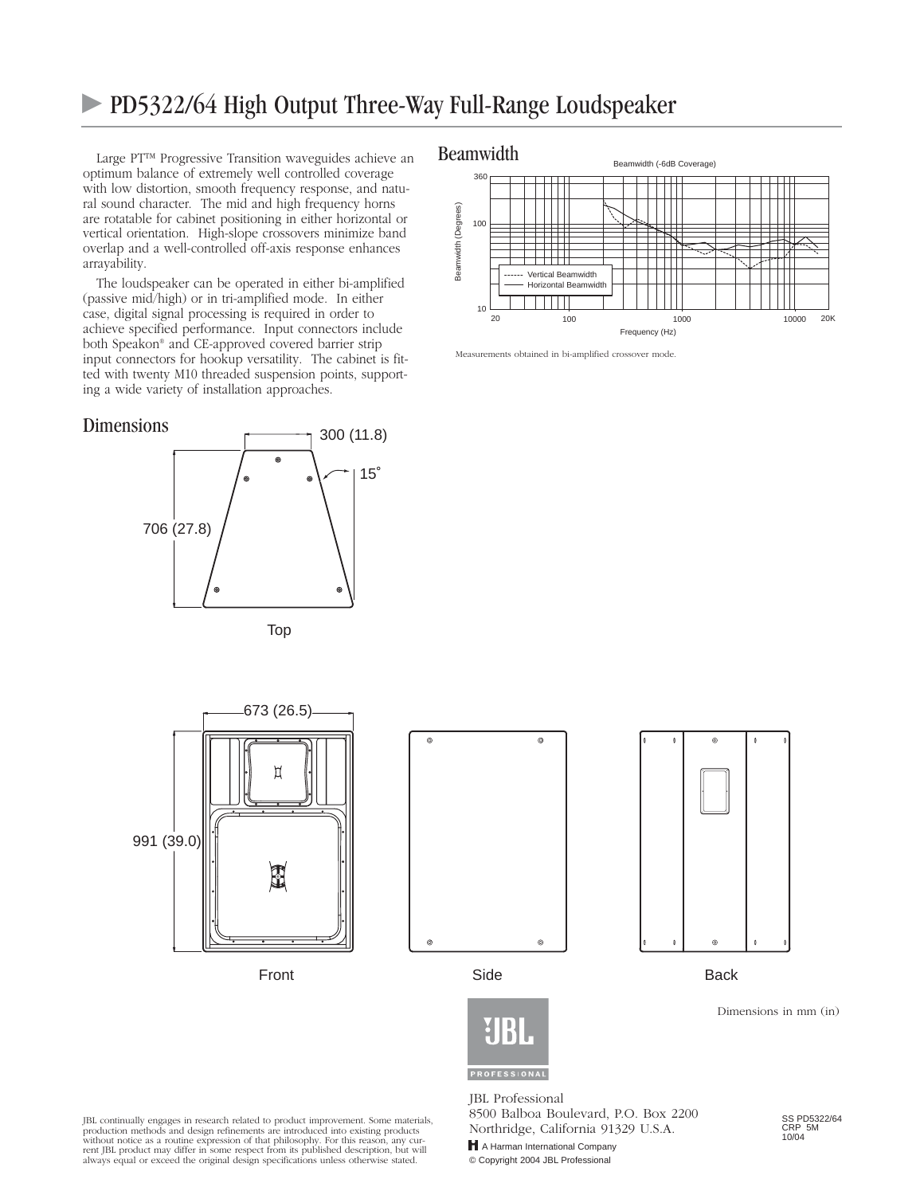# PD5322/64 High Output Three-Way Full-Range Loudspeaker

Large PT™ Progressive Transition waveguides achieve an optimum balance of extremely well controlled coverage with low distortion, smooth frequency response, and natural sound character. The mid and high frequency horns are rotatable for cabinet positioning in either horizontal or vertical orientation. High-slope crossovers minimize band overlap and a well-controlled off-axis response enhances arrayability.

The loudspeaker can be operated in either bi-amplified (passive mid/high) or in tri-amplified mode. In either case, digital signal processing is required in order to achieve specified performance. Input connectors include both Speakon® and CE-approved covered barrier strip input connectors for hookup versatility. The cabinet is fitted with twenty M10 threaded suspension points, supporting a wide variety of installation approaches.

## Beamwidth

Beamwidth (-6dB Coverage)

360

100

10

Beamwidth (Degrees)

20

100

1000

10000

20K

Frequency (Hz)

Vertical Beamwidth

Horizontal Beamwidth

Measurements obtained in bi-amplified crossover mode.

## Dimensions

300 (11.8)

15°

706 (27.8)

Top

673 (26.5)

991 (39.0)

Front

Side

Back

Dimensions in mm (in)

JBL PROFESSIONAL

JBL Professional
8500 Balboa Boulevard, P.O. Box 2200
Northridge, California 91329 U.S.A.

A Harman International Company
© Copyright 2004 JBL Professional

JBL continually engages in research related to product improvement. Some materials, production methods and design refinements are introduced into existing products without notice as a routine expression of that philosophy. For this reason, any current JBL product may differ in some respect from its published description, but will always equal or exceed the original design specifications unless otherwise stated.

SS PD5322/64
CRP 5M
10/04